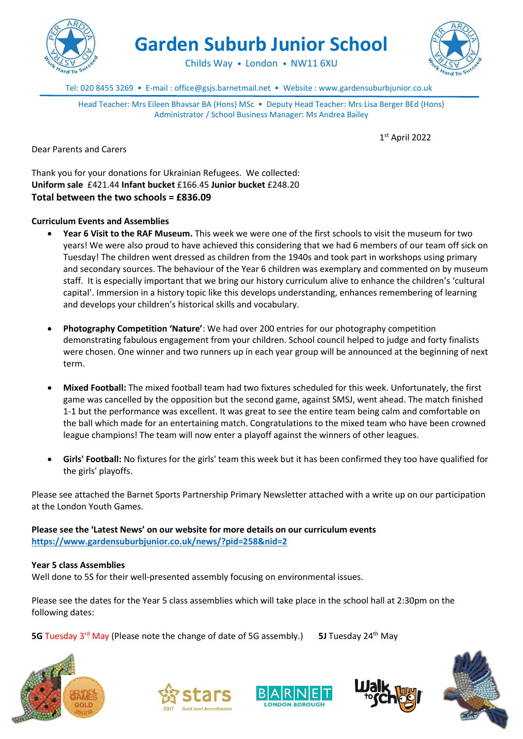# Garden Suburb Junior School

Childs Way • London • NW11 6XU

Tel: 020 8455 3269 • E-mail : office@gsjs.barnetmail.net • Website : www.gardensuburbjunior.co.uk

Head Teacher: Mrs Eileen Bhavsar BA (Hons) MSc • Deputy Head Teacher: Mrs Lisa Berger BEd (Hons)
Administrator / School Business Manager: Ms Andrea Bailey

1st April 2022

Dear Parents and Carers

Thank you for your donations for Ukrainian Refugees. We collected:
**Uniform sale** £421.44 **Infant bucket** £166.45 **Junior bucket** £248.20
**Total between the two schools = £836.09**

**Curriculum Events and Assemblies**

- **Year 6 Visit to the RAF Museum.** This week we were one of the first schools to visit the museum for two years! We were also proud to have achieved this considering that we had 6 members of our team off sick on Tuesday! The children went dressed as children from the 1940s and took part in workshops using primary and secondary sources. The behaviour of the Year 6 children was exemplary and commented on by museum staff. It is especially important that we bring our history curriculum alive to enhance the children's 'cultural capital'. Immersion in a history topic like this develops understanding, enhances remembering of learning and develops your children's historical skills and vocabulary.

- **Photography Competition 'Nature'**: We had over 200 entries for our photography competition demonstrating fabulous engagement from your children. School council helped to judge and forty finalists were chosen. One winner and two runners up in each year group will be announced at the beginning of next term.

- **Mixed Football:** The mixed football team had two fixtures scheduled for this week. Unfortunately, the first game was cancelled by the opposition but the second game, against SMSJ, went ahead. The match finished 1-1 but the performance was excellent. It was great to see the entire team being calm and comfortable on the ball which made for an entertaining match. Congratulations to the mixed team who have been crowned league champions! The team will now enter a playoff against the winners of other leagues.

- **Girls' Football:** No fixtures for the girls' team this week but it has been confirmed they too have qualified for the girls' playoffs.

Please see attached the Barnet Sports Partnership Primary Newsletter attached with a write up on our participation at the London Youth Games.

**Please see the 'Latest News' on our website for more details on our curriculum events**
**https://www.gardensuburbjunior.co.uk/news/?pid=258&nid=2**

**Year 5 class Assemblies**
Well done to 5S for their well-presented assembly focusing on environmental issues.

Please see the dates for the Year 5 class assemblies which will take place in the school hall at 2:30pm on the following dates:

**5G** Tuesday 3rd May (Please note the change of date of 5G assembly.) **5J** Tuesday 24th May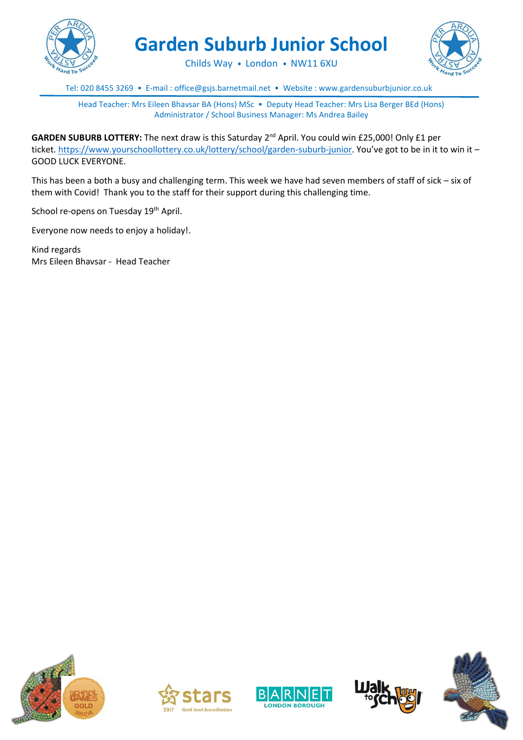# Garden Suburb Junior School

Childs Way • London • NW11 6XU

Tel: 020 8455 3269 • E-mail : office@gsjs.barnetmail.net • Website : www.gardensuburbjunior.co.uk

Head Teacher: Mrs Eileen Bhavsar BA (Hons) MSc • Deputy Head Teacher: Mrs Lisa Berger BEd (Hons)
Administrator / School Business Manager: Ms Andrea Bailey

**GARDEN SUBURB LOTTERY:** The next draw is this Saturday 2nd April. You could win £25,000! Only £1 per ticket. https://www.yourschoollottery.co.uk/lottery/school/garden-suburb-junior. You've got to be in it to win it – GOOD LUCK EVERYONE.

This has been a both a busy and challenging term. This week we have had seven members of staff of sick – six of them with Covid! Thank you to the staff for their support during this challenging time.

School re-opens on Tuesday 19th April.

Everyone now needs to enjoy a holiday!.

Kind regards
Mrs Eileen Bhavsar - Head Teacher